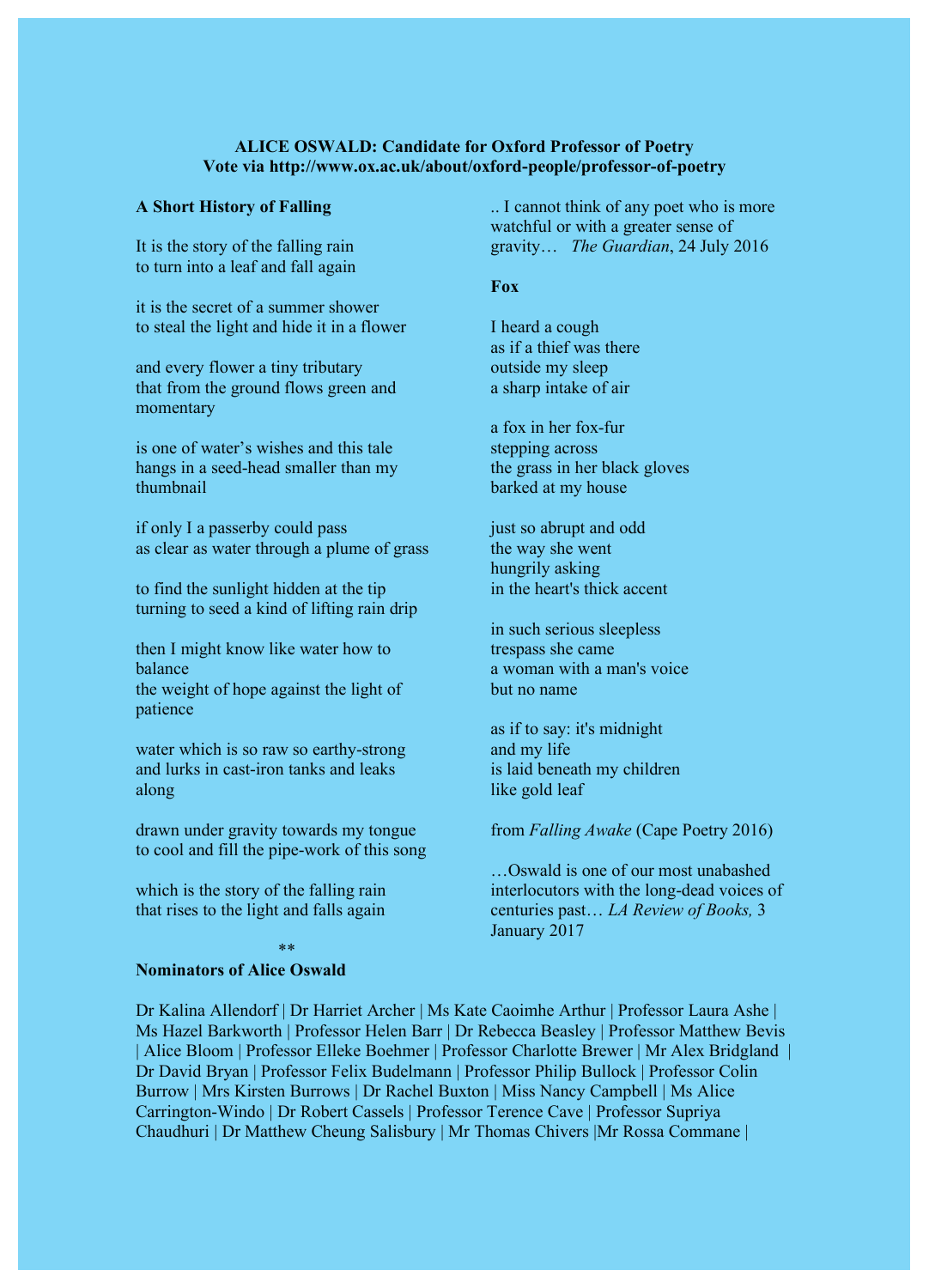**ALICE OSWALD: Candidate for Oxford Professor of Poetry**
**Vote via http://www.ox.ac.uk/about/oxford-people/professor-of-poetry**

**A Short History of Falling**

It is the story of the falling rain
to turn into a leaf and fall again

it is the secret of a summer shower
to steal the light and hide it in a flower

and every flower a tiny tributary
that from the ground flows green and momentary

is one of water's wishes and this tale
hangs in a seed-head smaller than my thumbnail

if only I a passerby could pass
as clear as water through a plume of grass

to find the sunlight hidden at the tip
turning to seed a kind of lifting rain drip

then I might know like water how to balance
the weight of hope against the light of patience

water which is so raw so earthy-strong
and lurks in cast-iron tanks and leaks along

drawn under gravity towards my tongue
to cool and fill the pipe-work of this song

which is the story of the falling rain
that rises to the light and falls again

.. I cannot think of any poet who is more watchful or with a greater sense of gravity… *The Guardian*, 24 July 2016

**Fox**

I heard a cough
as if a thief was there
outside my sleep
a sharp intake of air

a fox in her fox-fur
stepping across
the grass in her black gloves
barked at my house

just so abrupt and odd
the way she went
hungrily asking
in the heart's thick accent

in such serious sleepless
trespass she came
a woman with a man's voice
but no name

as if to say: it's midnight
and my life
is laid beneath my children
like gold leaf

from *Falling Awake* (Cape Poetry 2016)

…Oswald is one of our most unabashed interlocutors with the long-dead voices of centuries past… *LA Review of Books,* 3 January 2017

\*\*

**Nominators of Alice Oswald**

Dr Kalina Allendorf | Dr Harriet Archer | Ms Kate Caoimhe Arthur | Professor Laura Ashe | Ms Hazel Barkworth | Professor Helen Barr | Dr Rebecca Beasley | Professor Matthew Bevis | Alice Bloom | Professor Elleke Boehmer | Professor Charlotte Brewer | Mr Alex Bridgland | Dr David Bryan | Professor Felix Budelmann | Professor Philip Bullock | Professor Colin Burrow | Mrs Kirsten Burrows | Dr Rachel Buxton | Miss Nancy Campbell | Ms Alice Carrington-Windo | Dr Robert Cassels | Professor Terence Cave | Professor Supriya Chaudhuri | Dr Matthew Cheung Salisbury | Mr Thomas Chivers |Mr Rossa Commane |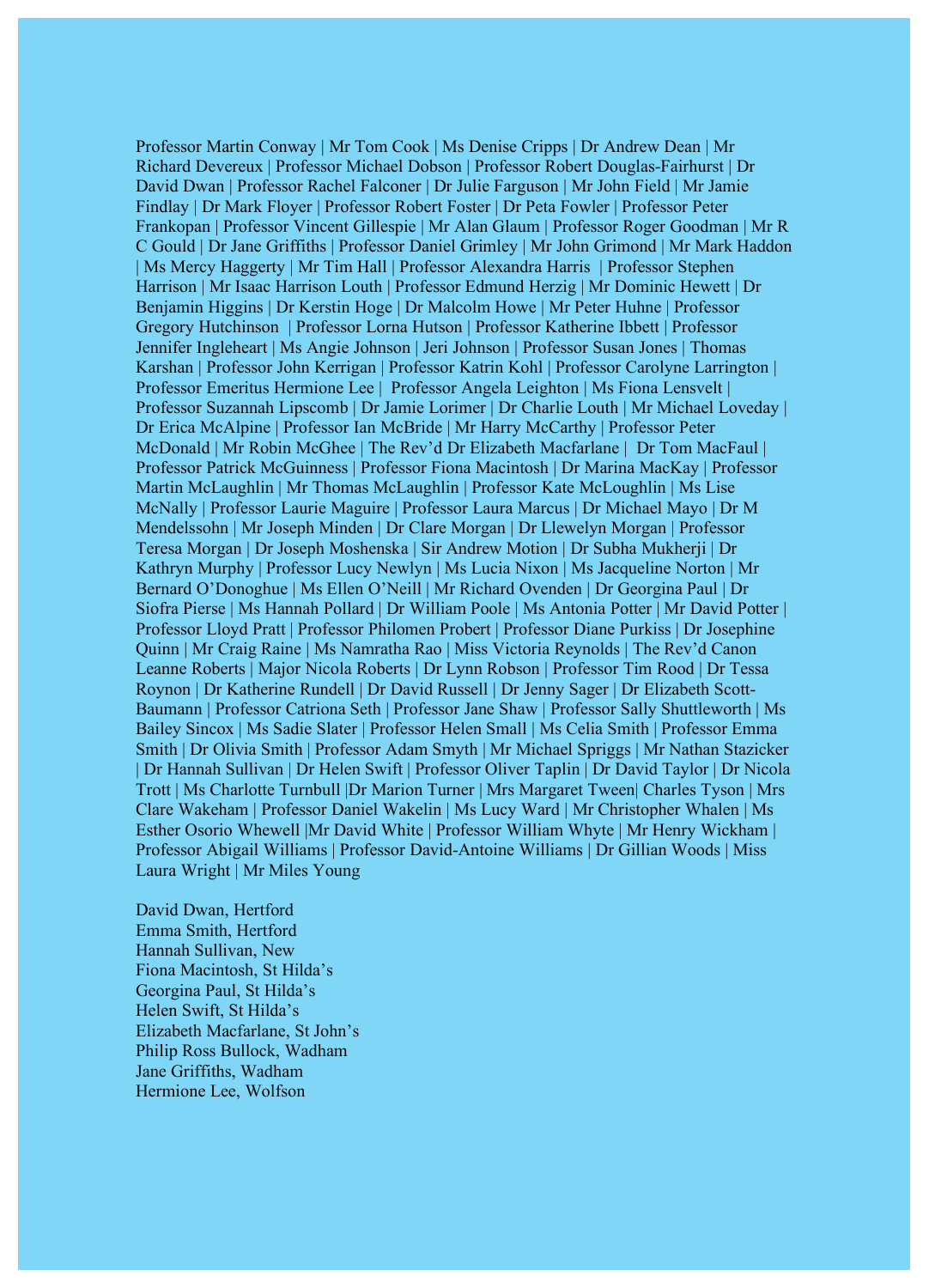Professor Martin Conway | Mr Tom Cook | Ms Denise Cripps | Dr Andrew Dean | Mr Richard Devereux | Professor Michael Dobson | Professor Robert Douglas-Fairhurst | Dr David Dwan | Professor Rachel Falconer | Dr Julie Farguson | Mr John Field | Mr Jamie Findlay | Dr Mark Floyer | Professor Robert Foster | Dr Peta Fowler | Professor Peter Frankopan | Professor Vincent Gillespie | Mr Alan Glaum | Professor Roger Goodman | Mr R C Gould | Dr Jane Griffiths | Professor Daniel Grimley | Mr John Grimond | Mr Mark Haddon | Ms Mercy Haggerty | Mr Tim Hall | Professor Alexandra Harris | Professor Stephen Harrison | Mr Isaac Harrison Louth | Professor Edmund Herzig | Mr Dominic Hewett | Dr Benjamin Higgins | Dr Kerstin Hoge | Dr Malcolm Howe | Mr Peter Huhne | Professor Gregory Hutchinson | Professor Lorna Hutson | Professor Katherine Ibbett | Professor Jennifer Ingleheart | Ms Angie Johnson | Jeri Johnson | Professor Susan Jones | Thomas Karshan | Professor John Kerrigan | Professor Katrin Kohl | Professor Carolyne Larrington | Professor Emeritus Hermione Lee | Professor Angela Leighton | Ms Fiona Lensvelt | Professor Suzannah Lipscomb | Dr Jamie Lorimer | Dr Charlie Louth | Mr Michael Loveday | Dr Erica McAlpine | Professor Ian McBride | Mr Harry McCarthy | Professor Peter McDonald | Mr Robin McGhee | The Rev'd Dr Elizabeth Macfarlane | Dr Tom MacFaul | Professor Patrick McGuinness | Professor Fiona Macintosh | Dr Marina MacKay | Professor Martin McLaughlin | Mr Thomas McLaughlin | Professor Kate McLoughlin | Ms Lise McNally | Professor Laurie Maguire | Professor Laura Marcus | Dr Michael Mayo | Dr M Mendelssohn | Mr Joseph Minden | Dr Clare Morgan | Dr Llewelyn Morgan | Professor Teresa Morgan | Dr Joseph Moshenska | Sir Andrew Motion | Dr Subha Mukherji | Dr Kathryn Murphy | Professor Lucy Newlyn | Ms Lucia Nixon | Ms Jacqueline Norton | Mr Bernard O'Donoghue | Ms Ellen O'Neill | Mr Richard Ovenden | Dr Georgina Paul | Dr Siofra Pierse | Ms Hannah Pollard | Dr William Poole | Ms Antonia Potter | Mr David Potter | Professor Lloyd Pratt | Professor Philomen Probert | Professor Diane Purkiss | Dr Josephine Quinn | Mr Craig Raine | Ms Namratha Rao | Miss Victoria Reynolds | The Rev'd Canon Leanne Roberts | Major Nicola Roberts | Dr Lynn Robson | Professor Tim Rood | Dr Tessa Roynon | Dr Katherine Rundell | Dr David Russell | Dr Jenny Sager | Dr Elizabeth Scott-Baumann | Professor Catriona Seth | Professor Jane Shaw | Professor Sally Shuttleworth | Ms Bailey Sincox | Ms Sadie Slater | Professor Helen Small | Ms Celia Smith | Professor Emma Smith | Dr Olivia Smith | Professor Adam Smyth | Mr Michael Spriggs | Mr Nathan Stazicker | Dr Hannah Sullivan | Dr Helen Swift | Professor Oliver Taplin | Dr David Taylor | Dr Nicola Trott | Ms Charlotte Turnbull |Dr Marion Turner | Mrs Margaret Tween| Charles Tyson | Mrs Clare Wakeham | Professor Daniel Wakelin | Ms Lucy Ward | Mr Christopher Whalen | Ms Esther Osorio Whewell |Mr David White | Professor William Whyte | Mr Henry Wickham | Professor Abigail Williams | Professor David-Antoine Williams | Dr Gillian Woods | Miss Laura Wright | Mr Miles Young

David Dwan, Hertford  
Emma Smith, Hertford  
Hannah Sullivan, New  
Fiona Macintosh, St Hilda's  
Georgina Paul, St Hilda's  
Helen Swift, St Hilda's  
Elizabeth Macfarlane, St John's  
Philip Ross Bullock, Wadham  
Jane Griffiths, Wadham  
Hermione Lee, Wolfson